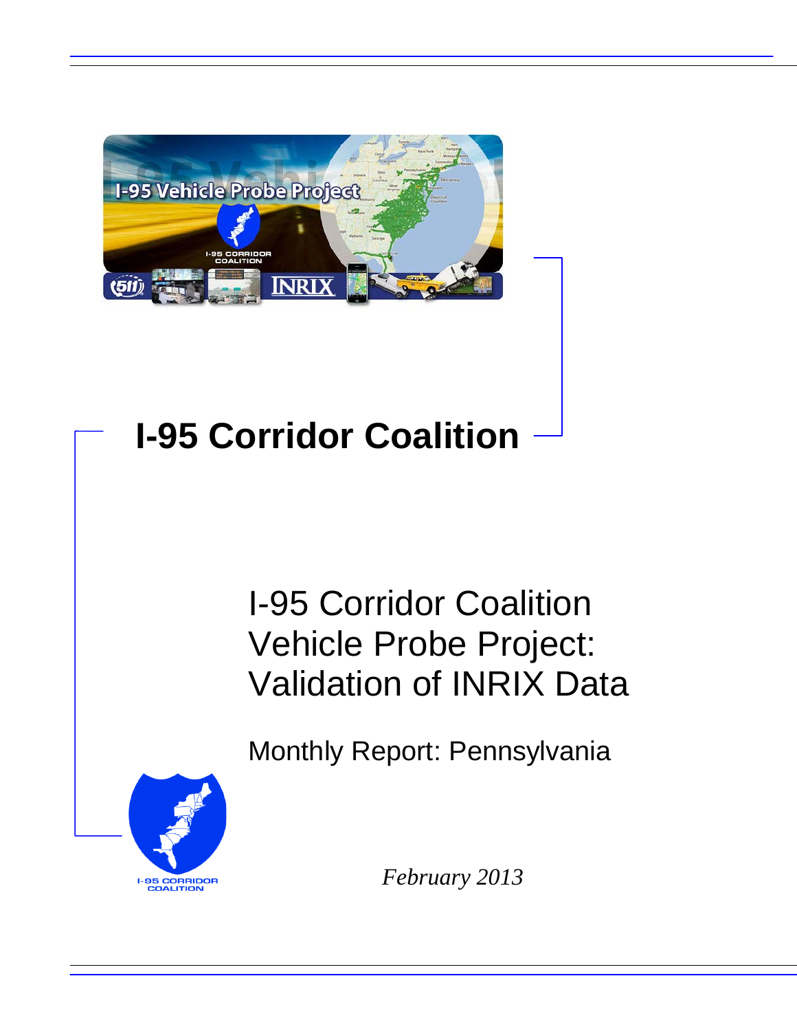# I-95 Corridor Coalition

## I-95 Corridor Coalition Vehicle Probe Project: Validation of INRIX Data

Monthly Report: Pennsylvania

*February 2013*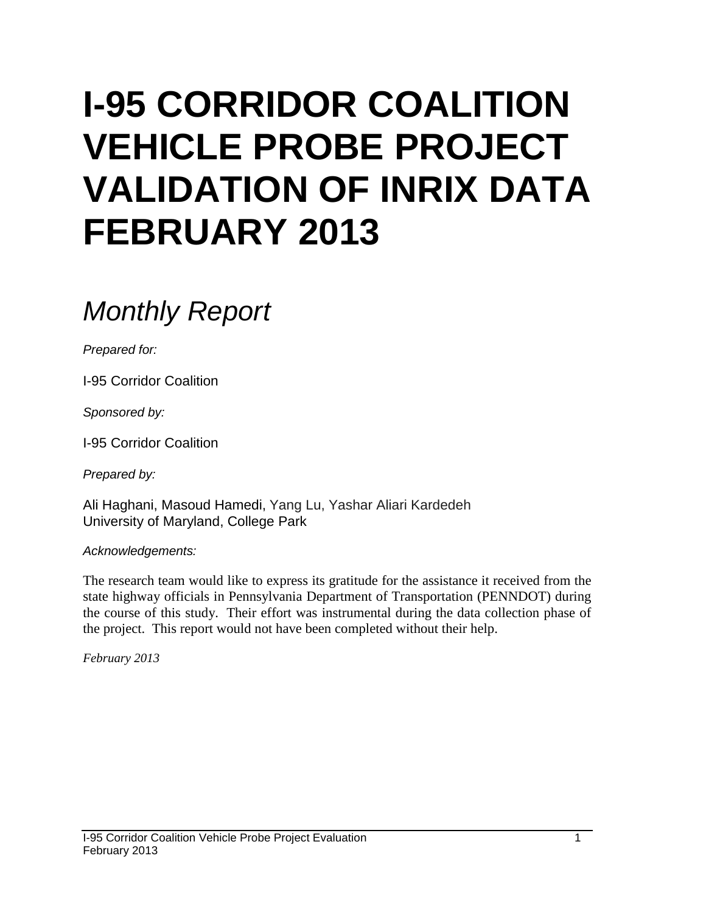# I-95 CORRIDOR COALITION VEHICLE PROBE PROJECT VALIDATION OF INRIX DATA FEBRUARY 2013

## *Monthly Report*

*Prepared for:*

I-95 Corridor Coalition

*Sponsored by:*

I-95 Corridor Coalition

*Prepared by:*

Ali Haghani, Masoud Hamedi, Yang Lu, Yashar Aliari Kardedeh
University of Maryland, College Park

*Acknowledgements:*

The research team would like to express its gratitude for the assistance it received from the state highway officials in Pennsylvania Department of Transportation (PENNDOT) during the course of this study. Their effort was instrumental during the data collection phase of the project. This report would not have been completed without their help.

*February 2013*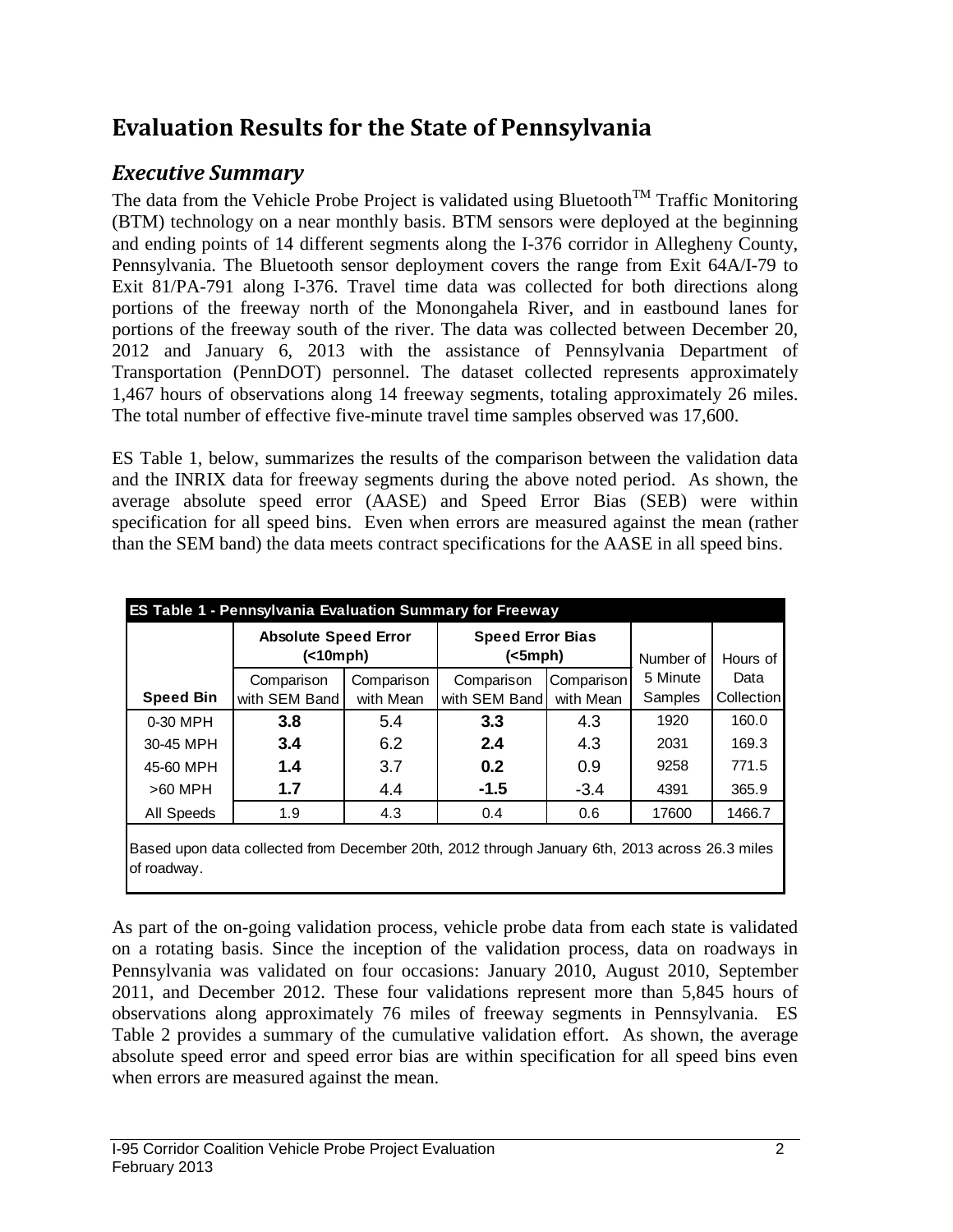# Evaluation Results for the State of Pennsylvania

## *Executive Summary*

The data from the Vehicle Probe Project is validated using Bluetooth[TM] Traffic Monitoring (BTM) technology on a near monthly basis. BTM sensors were deployed at the beginning and ending points of 14 different segments along the I-376 corridor in Allegheny County, Pennsylvania. The Bluetooth sensor deployment covers the range from Exit 64A/I-79 to Exit 81/PA-791 along I-376. Travel time data was collected for both directions along portions of the freeway north of the Monongahela River, and in eastbound lanes for portions of the freeway south of the river. The data was collected between December 20, 2012 and January 6, 2013 with the assistance of Pennsylvania Department of Transportation (PennDOT) personnel. The dataset collected represents approximately 1,467 hours of observations along 14 freeway segments, totaling approximately 26 miles. The total number of effective five-minute travel time samples observed was 17,600.

ES Table 1, below, summarizes the results of the comparison between the validation data and the INRIX data for freeway segments during the above noted period. As shown, the average absolute speed error (AASE) and Speed Error Bias (SEB) were within specification for all speed bins. Even when errors are measured against the mean (rather than the SEM band) the data meets contract specifications for the AASE in all speed bins.

**ES Table 1 - Pennsylvania Evaluation Summary for Freeway**

| | Absolute Speed Error (<10mph) | | Speed Error Bias (<5mph) | | Number of 5 Minute Samples | Hours of Data Collection |
|---|---|---|---|---|---|---|
| **Speed Bin** | Comparison with SEM Band | Comparison with Mean | Comparison with SEM Band | Comparison with Mean | | |
| 0-30 MPH | **3.8** | 5.4 | **3.3** | 4.3 | 1920 | 160.0 |
| 30-45 MPH | **3.4** | 6.2 | **2.4** | 4.3 | 2031 | 169.3 |
| 45-60 MPH | **1.4** | 3.7 | **0.2** | 0.9 | 9258 | 771.5 |
| >60 MPH | **1.7** | 4.4 | **-1.5** | -3.4 | 4391 | 365.9 |
| All Speeds | 1.9 | 4.3 | 0.4 | 0.6 | 17600 | 1466.7 |

Based upon data collected from December 20th, 2012 through January 6th, 2013 across 26.3 miles of roadway.

As part of the on-going validation process, vehicle probe data from each state is validated on a rotating basis. Since the inception of the validation process, data on roadways in Pennsylvania was validated on four occasions: January 2010, August 2010, September 2011, and December 2012. These four validations represent more than 5,845 hours of observations along approximately 76 miles of freeway segments in Pennsylvania. ES Table 2 provides a summary of the cumulative validation effort. As shown, the average absolute speed error and speed error bias are within specification for all speed bins even when errors are measured against the mean.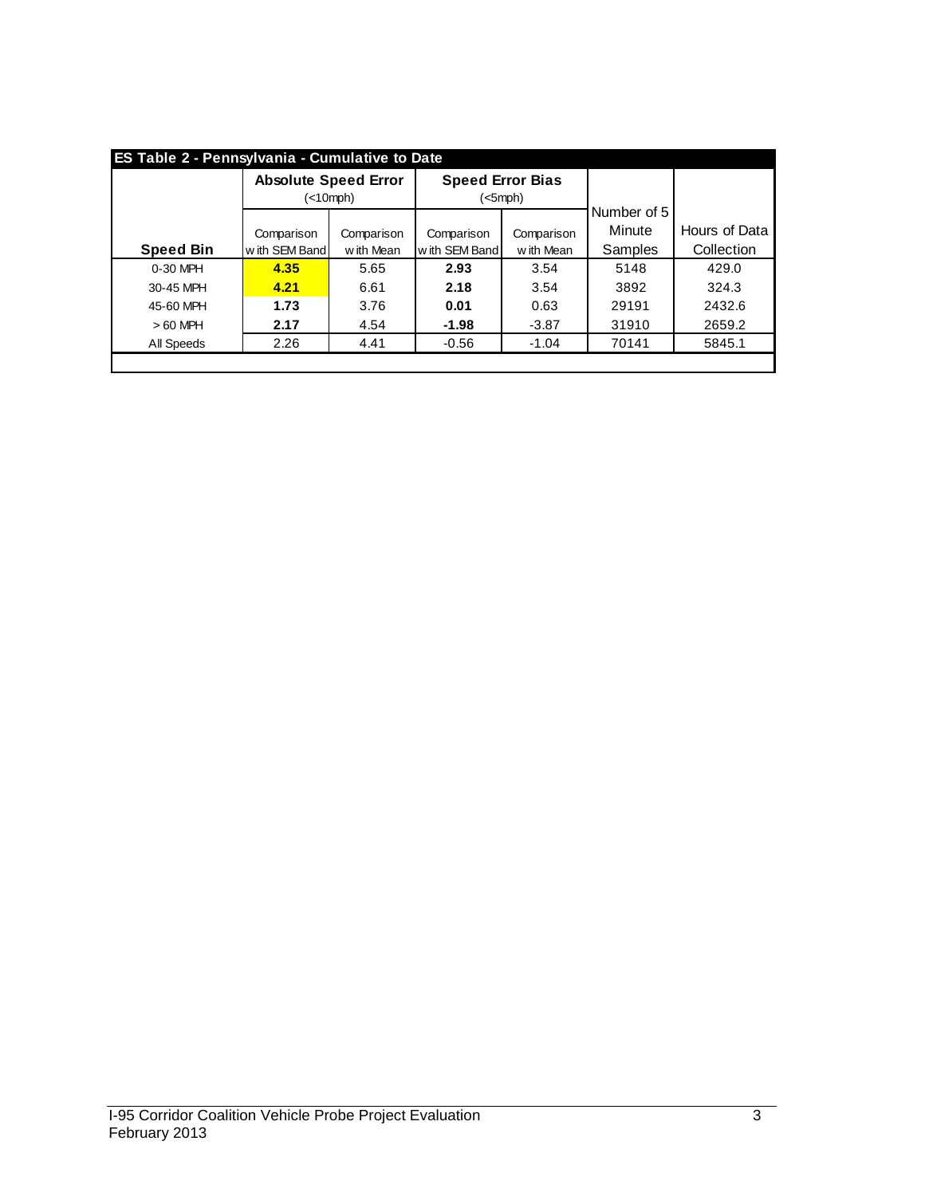**ES Table 2 - Pennsylvania - Cumulative to Date**

| Speed Bin | Absolute Speed Error (<10mph) | | Speed Error Bias (<5mph) | | Number of 5 Minute Samples | Hours of Data Collection |
|---|---|---|---|---|---|---|
| | Comparison with SEM Band | Comparison with Mean | Comparison with SEM Band | Comparison with Mean | | |
| 0-30 MPH | **4.35** | 5.65 | **2.93** | 3.54 | 5148 | 429.0 |
| 30-45 MPH | **4.21** | 6.61 | **2.18** | 3.54 | 3892 | 324.3 |
| 45-60 MPH | **1.73** | 3.76 | **0.01** | 0.63 | 29191 | 2432.6 |
| > 60 MPH | **2.17** | 4.54 | **-1.98** | -3.87 | 31910 | 2659.2 |
| All Speeds | 2.26 | 4.41 | -0.56 | -1.04 | 70141 | 5845.1 |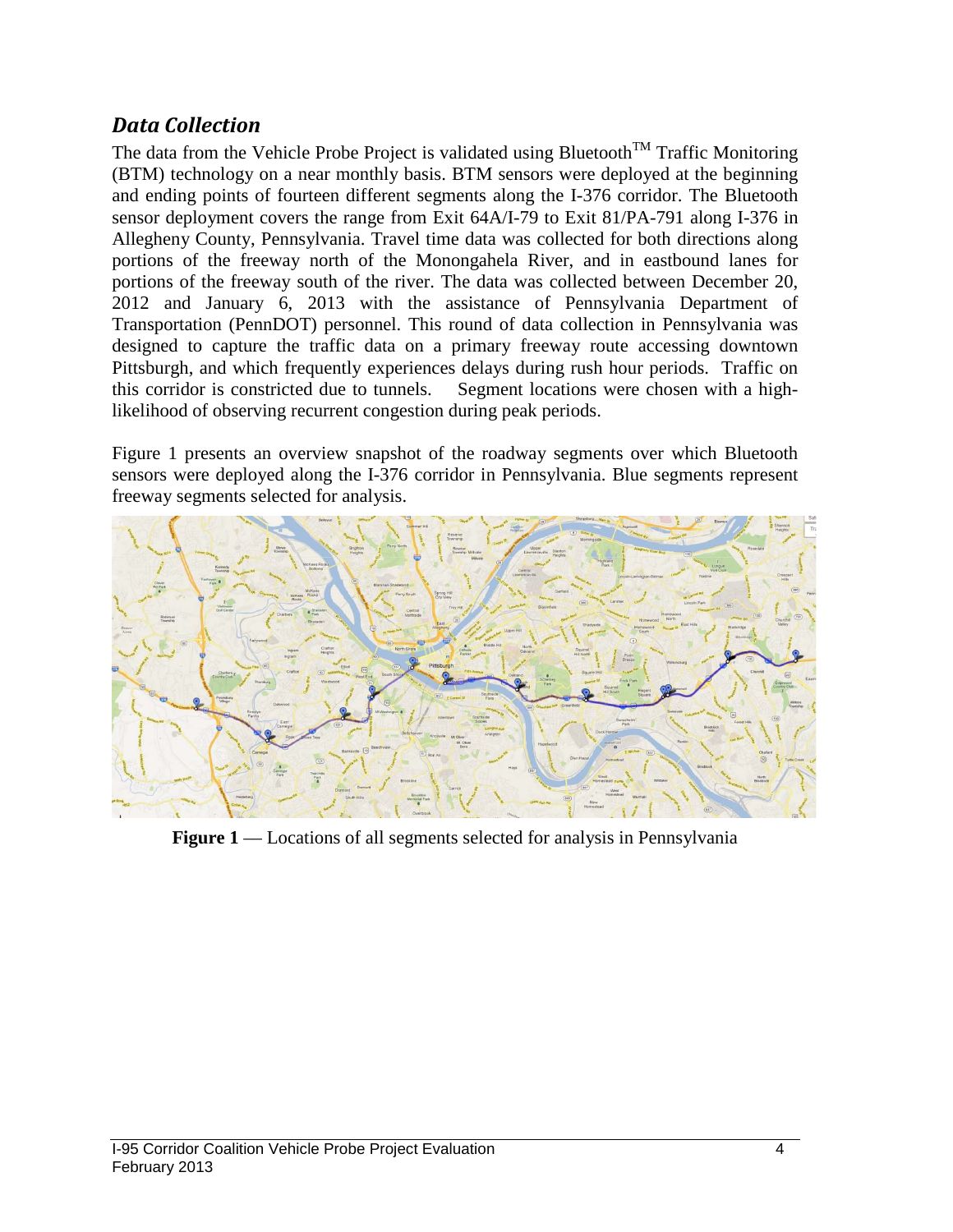## *Data Collection*

The data from the Vehicle Probe Project is validated using Bluetooth[TM] Traffic Monitoring (BTM) technology on a near monthly basis. BTM sensors were deployed at the beginning and ending points of fourteen different segments along the I-376 corridor. The Bluetooth sensor deployment covers the range from Exit 64A/I-79 to Exit 81/PA-791 along I-376 in Allegheny County, Pennsylvania. Travel time data was collected for both directions along portions of the freeway north of the Monongahela River, and in eastbound lanes for portions of the freeway south of the river. The data was collected between December 20, 2012 and January 6, 2013 with the assistance of Pennsylvania Department of Transportation (PennDOT) personnel. This round of data collection in Pennsylvania was designed to capture the traffic data on a primary freeway route accessing downtown Pittsburgh, and which frequently experiences delays during rush hour periods. Traffic on this corridor is constricted due to tunnels. Segment locations were chosen with a high-likelihood of observing recurrent congestion during peak periods.

Figure 1 presents an overview snapshot of the roadway segments over which Bluetooth sensors were deployed along the I-376 corridor in Pennsylvania. Blue segments represent freeway segments selected for analysis.

**Figure 1** — Locations of all segments selected for analysis in Pennsylvania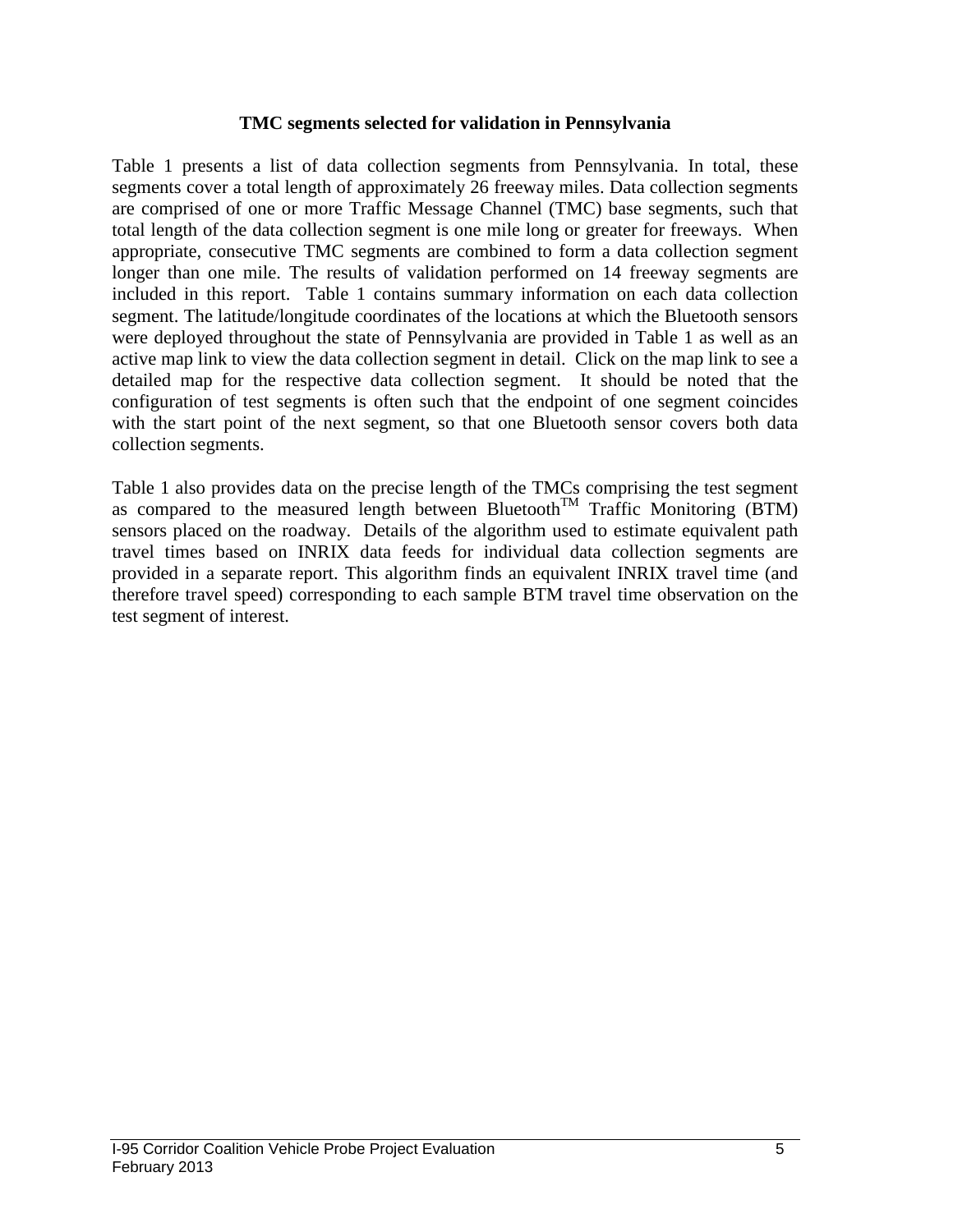## TMC segments selected for validation in Pennsylvania

Table 1 presents a list of data collection segments from Pennsylvania. In total, these segments cover a total length of approximately 26 freeway miles. Data collection segments are comprised of one or more Traffic Message Channel (TMC) base segments, such that total length of the data collection segment is one mile long or greater for freeways. When appropriate, consecutive TMC segments are combined to form a data collection segment longer than one mile. The results of validation performed on 14 freeway segments are included in this report. Table 1 contains summary information on each data collection segment. The latitude/longitude coordinates of the locations at which the Bluetooth sensors were deployed throughout the state of Pennsylvania are provided in Table 1 as well as an active map link to view the data collection segment in detail. Click on the map link to see a detailed map for the respective data collection segment. It should be noted that the configuration of test segments is often such that the endpoint of one segment coincides with the start point of the next segment, so that one Bluetooth sensor covers both data collection segments.

Table 1 also provides data on the precise length of the TMCs comprising the test segment as compared to the measured length between Bluetooth™ Traffic Monitoring (BTM) sensors placed on the roadway. Details of the algorithm used to estimate equivalent path travel times based on INRIX data feeds for individual data collection segments are provided in a separate report. This algorithm finds an equivalent INRIX travel time (and therefore travel speed) corresponding to each sample BTM travel time observation on the test segment of interest.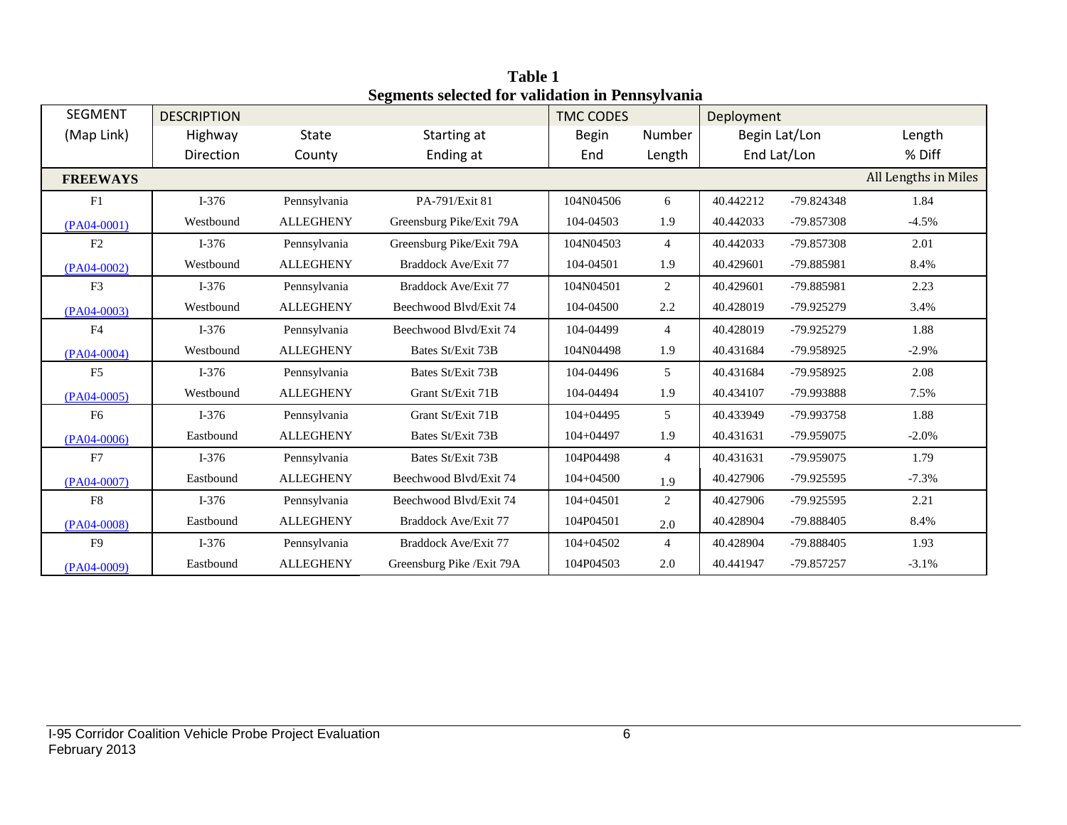**Table 1**
**Segments selected for validation in Pennsylvania**

| SEGMENT | DESCRIPTION | | | TMC CODES | | Deployment | | |
|---|---|---|---|---|---|---|---|---|
| (Map Link) | Highway | State | Starting at | Begin | Number | Begin Lat/Lon | | Length |
| | Direction | County | Ending at | End | Length | End Lat/Lon | | % Diff |
| **FREEWAYS** | | | | | | | | All Lengths in Miles |
| F1 | I-376 | Pennsylvania | PA-791/Exit 81 | 104N04506 | 6 | 40.442212 | -79.824348 | 1.84 |
| (PA04-0001) | Westbound | ALLEGHENY | Greensburg Pike/Exit 79A | 104-04503 | 1.9 | 40.442033 | -79.857308 | -4.5% |
| F2 | I-376 | Pennsylvania | Greensburg Pike/Exit 79A | 104N04503 | 4 | 40.442033 | -79.857308 | 2.01 |
| (PA04-0002) | Westbound | ALLEGHENY | Braddock Ave/Exit 77 | 104-04501 | 1.9 | 40.429601 | -79.885981 | 8.4% |
| F3 | I-376 | Pennsylvania | Braddock Ave/Exit 77 | 104N04501 | 2 | 40.429601 | -79.885981 | 2.23 |
| (PA04-0003) | Westbound | ALLEGHENY | Beechwood Blvd/Exit 74 | 104-04500 | 2.2 | 40.428019 | -79.925279 | 3.4% |
| F4 | I-376 | Pennsylvania | Beechwood Blvd/Exit 74 | 104-04499 | 4 | 40.428019 | -79.925279 | 1.88 |
| (PA04-0004) | Westbound | ALLEGHENY | Bates St/Exit 73B | 104N04498 | 1.9 | 40.431684 | -79.958925 | -2.9% |
| F5 | I-376 | Pennsylvania | Bates St/Exit 73B | 104-04496 | 5 | 40.431684 | -79.958925 | 2.08 |
| (PA04-0005) | Westbound | ALLEGHENY | Grant St/Exit 71B | 104-04494 | 1.9 | 40.434107 | -79.993888 | 7.5% |
| F6 | I-376 | Pennsylvania | Grant St/Exit 71B | 104+04495 | 5 | 40.433949 | -79.993758 | 1.88 |
| (PA04-0006) | Eastbound | ALLEGHENY | Bates St/Exit 73B | 104+04497 | 1.9 | 40.431631 | -79.959075 | -2.0% |
| F7 | I-376 | Pennsylvania | Bates St/Exit 73B | 104P04498 | 4 | 40.431631 | -79.959075 | 1.79 |
| (PA04-0007) | Eastbound | ALLEGHENY | Beechwood Blvd/Exit 74 | 104+04500 | 1.9 | 40.427906 | -79.925595 | -7.3% |
| F8 | I-376 | Pennsylvania | Beechwood Blvd/Exit 74 | 104+04501 | 2 | 40.427906 | -79.925595 | 2.21 |
| (PA04-0008) | Eastbound | ALLEGHENY | Braddock Ave/Exit 77 | 104P04501 | 2.0 | 40.428904 | -79.888405 | 8.4% |
| F9 | I-376 | Pennsylvania | Braddock Ave/Exit 77 | 104+04502 | 4 | 40.428904 | -79.888405 | 1.93 |
| (PA04-0009) | Eastbound | ALLEGHENY | Greensburg Pike /Exit 79A | 104P04503 | 2.0 | 40.441947 | -79.857257 | -3.1% |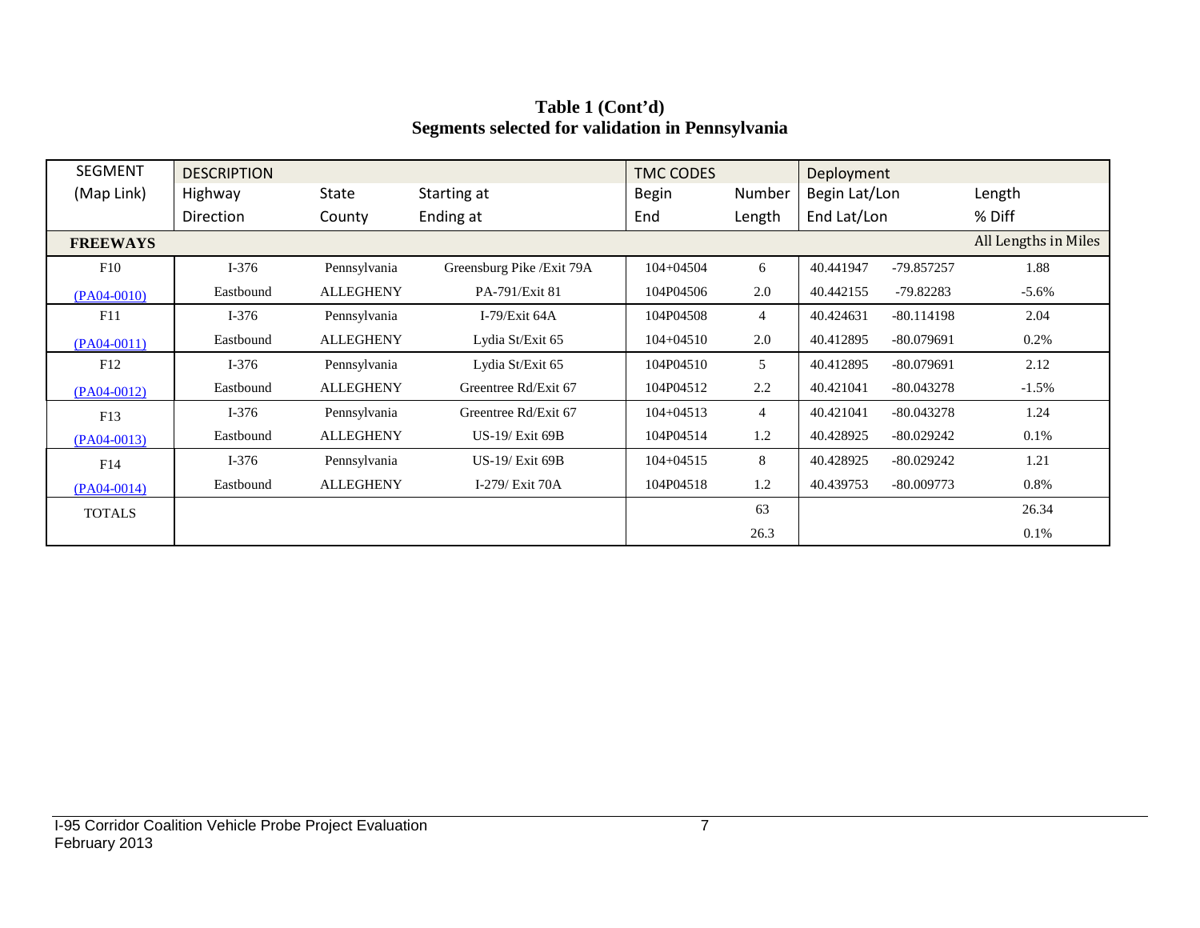**Table 1 (Cont'd)**
**Segments selected for validation in Pennsylvania**

| SEGMENT | DESCRIPTION | | | TMC CODES | | Deployment | | |
|---|---|---|---|---|---|---|---|---|
| (Map Link) | Highway | State | Starting at | Begin | Number | Begin Lat/Lon | | Length |
| | Direction | County | Ending at | End | Length | End Lat/Lon | | % Diff |
| **FREEWAYS** | | | | | | | | All Lengths in Miles |
| F10 | I-376 | Pennsylvania | Greensburg Pike /Exit 79A | 104+04504 | 6 | 40.441947 | -79.857257 | 1.88 |
| (PA04-0010) | Eastbound | ALLEGHENY | PA-791/Exit 81 | 104P04506 | 2.0 | 40.442155 | -79.82283 | -5.6% |
| F11 | I-376 | Pennsylvania | I-79/Exit 64A | 104P04508 | 4 | 40.424631 | -80.114198 | 2.04 |
| (PA04-0011) | Eastbound | ALLEGHENY | Lydia St/Exit 65 | 104+04510 | 2.0 | 40.412895 | -80.079691 | 0.2% |
| F12 | I-376 | Pennsylvania | Lydia St/Exit 65 | 104P04510 | 5 | 40.412895 | -80.079691 | 2.12 |
| (PA04-0012) | Eastbound | ALLEGHENY | Greentree Rd/Exit 67 | 104P04512 | 2.2 | 40.421041 | -80.043278 | -1.5% |
| F13 | I-376 | Pennsylvania | Greentree Rd/Exit 67 | 104+04513 | 4 | 40.421041 | -80.043278 | 1.24 |
| (PA04-0013) | Eastbound | ALLEGHENY | US-19/ Exit 69B | 104P04514 | 1.2 | 40.428925 | -80.029242 | 0.1% |
| F14 | I-376 | Pennsylvania | US-19/ Exit 69B | 104+04515 | 8 | 40.428925 | -80.029242 | 1.21 |
| (PA04-0014) | Eastbound | ALLEGHENY | I-279/ Exit 70A | 104P04518 | 1.2 | 40.439753 | -80.009773 | 0.8% |
| TOTALS | | | | | 63 | | | 26.34 |
| | | | | | 26.3 | | | 0.1% |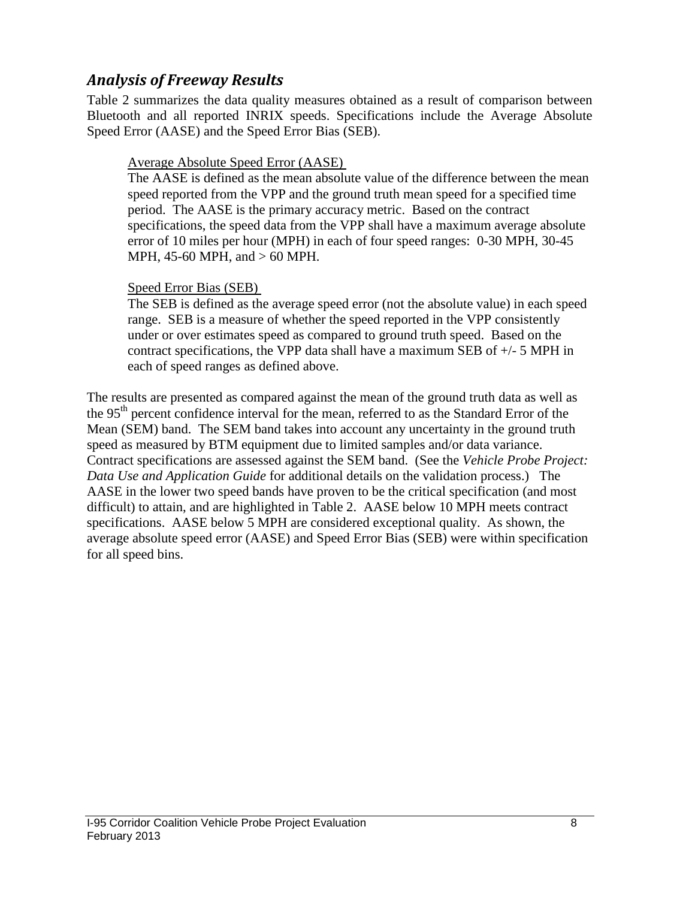## *Analysis of Freeway Results*

Table 2 summarizes the data quality measures obtained as a result of comparison between Bluetooth and all reported INRIX speeds. Specifications include the Average Absolute Speed Error (AASE) and the Speed Error Bias (SEB).

> Average Absolute Speed Error (AASE)
>
> The AASE is defined as the mean absolute value of the difference between the mean speed reported from the VPP and the ground truth mean speed for a specified time period. The AASE is the primary accuracy metric. Based on the contract specifications, the speed data from the VPP shall have a maximum average absolute error of 10 miles per hour (MPH) in each of four speed ranges: 0-30 MPH, 30-45 MPH, 45-60 MPH, and > 60 MPH.
>
> Speed Error Bias (SEB)
>
> The SEB is defined as the average speed error (not the absolute value) in each speed range. SEB is a measure of whether the speed reported in the VPP consistently under or over estimates speed as compared to ground truth speed. Based on the contract specifications, the VPP data shall have a maximum SEB of +/- 5 MPH in each of speed ranges as defined above.

The results are presented as compared against the mean of the ground truth data as well as the 95th percent confidence interval for the mean, referred to as the Standard Error of the Mean (SEM) band. The SEM band takes into account any uncertainty in the ground truth speed as measured by BTM equipment due to limited samples and/or data variance. Contract specifications are assessed against the SEM band. (See the *Vehicle Probe Project: Data Use and Application Guide* for additional details on the validation process.) The AASE in the lower two speed bands have proven to be the critical specification (and most difficult) to attain, and are highlighted in Table 2. AASE below 10 MPH meets contract specifications. AASE below 5 MPH are considered exceptional quality. As shown, the average absolute speed error (AASE) and Speed Error Bias (SEB) were within specification for all speed bins.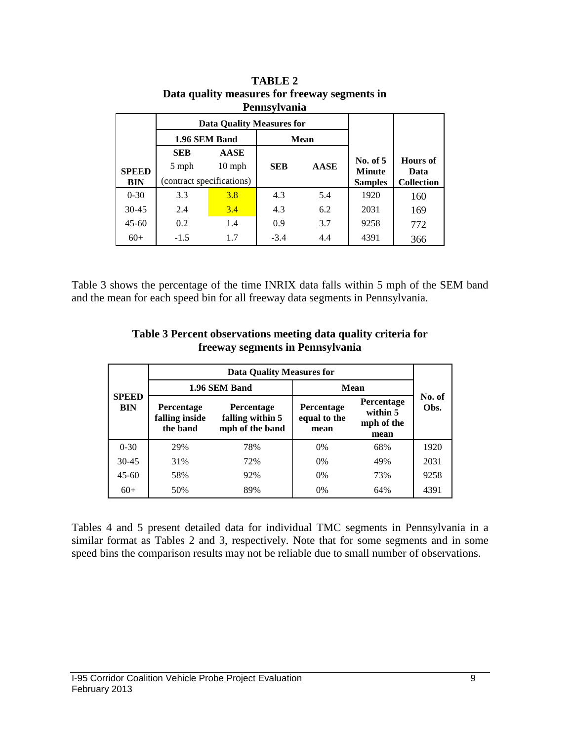**TABLE 2**
**Data quality measures for freeway segments in Pennsylvania**

| SPEED BIN | Data Quality Measures for 1.96 SEM Band | | Data Quality Measures for Mean | | No. of 5 Minute Samples | Hours of Data Collection |
|---|---|---|---|---|---|---|
| | SEB 5 mph | AASE 10 mph | SEB | AASE | | |
| | (contract specifications) | | | | | |
| 0-30 | 3.3 | 3.8 | 4.3 | 5.4 | 1920 | 160 |
| 30-45 | 2.4 | 3.4 | 4.3 | 6.2 | 2031 | 169 |
| 45-60 | 0.2 | 1.4 | 0.9 | 3.7 | 9258 | 772 |
| 60+ | -1.5 | 1.7 | -3.4 | 4.4 | 4391 | 366 |

Table 3 shows the percentage of the time INRIX data falls within 5 mph of the SEM band and the mean for each speed bin for all freeway data segments in Pennsylvania.

**Table 3 Percent observations meeting data quality criteria for freeway segments in Pennsylvania**

| SPEED BIN | Data Quality Measures for 1.96 SEM Band | | Data Quality Measures for Mean | | No. of Obs. |
|---|---|---|---|---|---|
| | Percentage falling inside the band | Percentage falling within 5 mph of the band | Percentage equal to the mean | Percentage within 5 mph of the mean | |
| 0-30 | 29% | 78% | 0% | 68% | 1920 |
| 30-45 | 31% | 72% | 0% | 49% | 2031 |
| 45-60 | 58% | 92% | 0% | 73% | 9258 |
| 60+ | 50% | 89% | 0% | 64% | 4391 |

Tables 4 and 5 present detailed data for individual TMC segments in Pennsylvania in a similar format as Tables 2 and 3, respectively. Note that for some segments and in some speed bins the comparison results may not be reliable due to small number of observations.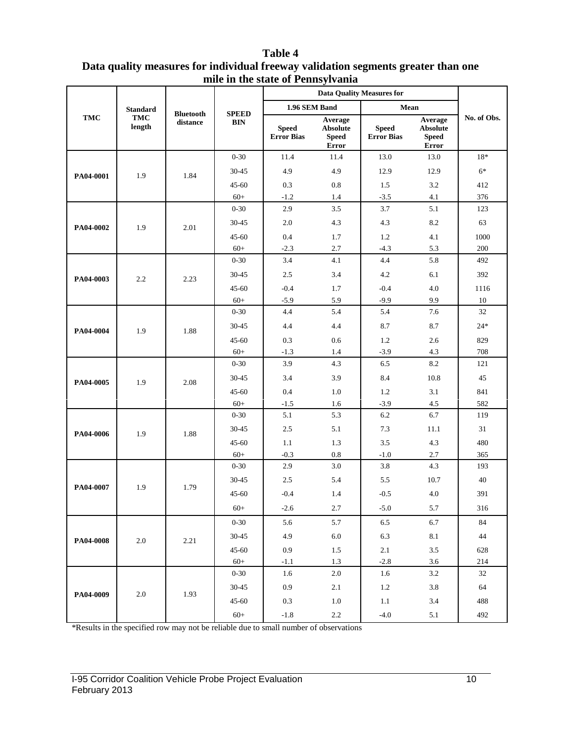**Table 4**
**Data quality measures for individual freeway validation segments greater than one mile in the state of Pennsylvania**

| TMC | Standard TMC length | Bluetooth distance | SPEED BIN | Data Quality Measures for | | | | No. of Obs. |
|---|---|---|---|---|---|---|---|---|
| | | | | 1.96 SEM Band | | Mean | | |
| | | | | Speed Error Bias | Average Absolute Speed Error | Speed Error Bias | Average Absolute Speed Error | |
| PA04-0001 | 1.9 | 1.84 | 0-30 | 11.4 | 11.4 | 13.0 | 13.0 | 18* |
| | | | 30-45 | 4.9 | 4.9 | 12.9 | 12.9 | 6* |
| | | | 45-60 | 0.3 | 0.8 | 1.5 | 3.2 | 412 |
| | | | 60+ | -1.2 | 1.4 | -3.5 | 4.1 | 376 |
| PA04-0002 | 1.9 | 2.01 | 0-30 | 2.9 | 3.5 | 3.7 | 5.1 | 123 |
| | | | 30-45 | 2.0 | 4.3 | 4.3 | 8.2 | 63 |
| | | | 45-60 | 0.4 | 1.7 | 1.2 | 4.1 | 1000 |
| | | | 60+ | -2.3 | 2.7 | -4.3 | 5.3 | 200 |
| PA04-0003 | 2.2 | 2.23 | 0-30 | 3.4 | 4.1 | 4.4 | 5.8 | 492 |
| | | | 30-45 | 2.5 | 3.4 | 4.2 | 6.1 | 392 |
| | | | 45-60 | -0.4 | 1.7 | -0.4 | 4.0 | 1116 |
| | | | 60+ | -5.9 | 5.9 | -9.9 | 9.9 | 10 |
| PA04-0004 | 1.9 | 1.88 | 0-30 | 4.4 | 5.4 | 5.4 | 7.6 | 32 |
| | | | 30-45 | 4.4 | 4.4 | 8.7 | 8.7 | 24* |
| | | | 45-60 | 0.3 | 0.6 | 1.2 | 2.6 | 829 |
| | | | 60+ | -1.3 | 1.4 | -3.9 | 4.3 | 708 |
| PA04-0005 | 1.9 | 2.08 | 0-30 | 3.9 | 4.3 | 6.5 | 8.2 | 121 |
| | | | 30-45 | 3.4 | 3.9 | 8.4 | 10.8 | 45 |
| | | | 45-60 | 0.4 | 1.0 | 1.2 | 3.1 | 841 |
| | | | 60+ | -1.5 | 1.6 | -3.9 | 4.5 | 582 |
| PA04-0006 | 1.9 | 1.88 | 0-30 | 5.1 | 5.3 | 6.2 | 6.7 | 119 |
| | | | 30-45 | 2.5 | 5.1 | 7.3 | 11.1 | 31 |
| | | | 45-60 | 1.1 | 1.3 | 3.5 | 4.3 | 480 |
| | | | 60+ | -0.3 | 0.8 | -1.0 | 2.7 | 365 |
| PA04-0007 | 1.9 | 1.79 | 0-30 | 2.9 | 3.0 | 3.8 | 4.3 | 193 |
| | | | 30-45 | 2.5 | 5.4 | 5.5 | 10.7 | 40 |
| | | | 45-60 | -0.4 | 1.4 | -0.5 | 4.0 | 391 |
| | | | 60+ | -2.6 | 2.7 | -5.0 | 5.7 | 316 |
| PA04-0008 | 2.0 | 2.21 | 0-30 | 5.6 | 5.7 | 6.5 | 6.7 | 84 |
| | | | 30-45 | 4.9 | 6.0 | 6.3 | 8.1 | 44 |
| | | | 45-60 | 0.9 | 1.5 | 2.1 | 3.5 | 628 |
| | | | 60+ | -1.1 | 1.3 | -2.8 | 3.6 | 214 |
| PA04-0009 | 2.0 | 1.93 | 0-30 | 1.6 | 2.0 | 1.6 | 3.2 | 32 |
| | | | 30-45 | 0.9 | 2.1 | 1.2 | 3.8 | 64 |
| | | | 45-60 | 0.3 | 1.0 | 1.1 | 3.4 | 488 |
| | | | 60+ | -1.8 | 2.2 | -4.0 | 5.1 | 492 |

*Results in the specified row may not be reliable due to small number of observations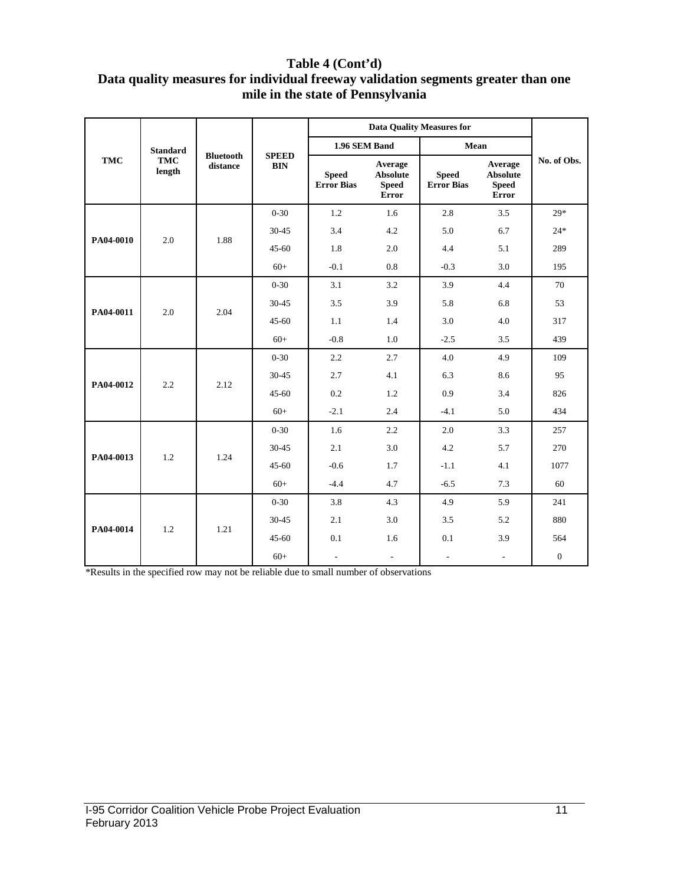# Table 4 (Cont'd)
## Data quality measures for individual freeway validation segments greater than one mile in the state of Pennsylvania

| TMC | Standard TMC length | Bluetooth distance | SPEED BIN | Data Quality Measures for | | | | No. of Obs. |
|---|---|---|---|---|---|---|---|---|
| | | | | 1.96 SEM Band | | Mean | | |
| | | | | Speed Error Bias | Average Absolute Speed Error | Speed Error Bias | Average Absolute Speed Error | |
| PA04-0010 | 2.0 | 1.88 | 0-30 | 1.2 | 1.6 | 2.8 | 3.5 | 29* |
| | | | 30-45 | 3.4 | 4.2 | 5.0 | 6.7 | 24* |
| | | | 45-60 | 1.8 | 2.0 | 4.4 | 5.1 | 289 |
| | | | 60+ | -0.1 | 0.8 | -0.3 | 3.0 | 195 |
| PA04-0011 | 2.0 | 2.04 | 0-30 | 3.1 | 3.2 | 3.9 | 4.4 | 70 |
| | | | 30-45 | 3.5 | 3.9 | 5.8 | 6.8 | 53 |
| | | | 45-60 | 1.1 | 1.4 | 3.0 | 4.0 | 317 |
| | | | 60+ | -0.8 | 1.0 | -2.5 | 3.5 | 439 |
| PA04-0012 | 2.2 | 2.12 | 0-30 | 2.2 | 2.7 | 4.0 | 4.9 | 109 |
| | | | 30-45 | 2.7 | 4.1 | 6.3 | 8.6 | 95 |
| | | | 45-60 | 0.2 | 1.2 | 0.9 | 3.4 | 826 |
| | | | 60+ | -2.1 | 2.4 | -4.1 | 5.0 | 434 |
| PA04-0013 | 1.2 | 1.24 | 0-30 | 1.6 | 2.2 | 2.0 | 3.3 | 257 |
| | | | 30-45 | 2.1 | 3.0 | 4.2 | 5.7 | 270 |
| | | | 45-60 | -0.6 | 1.7 | -1.1 | 4.1 | 1077 |
| | | | 60+ | -4.4 | 4.7 | -6.5 | 7.3 | 60 |
| PA04-0014 | 1.2 | 1.21 | 0-30 | 3.8 | 4.3 | 4.9 | 5.9 | 241 |
| | | | 30-45 | 2.1 | 3.0 | 3.5 | 5.2 | 880 |
| | | | 45-60 | 0.1 | 1.6 | 0.1 | 3.9 | 564 |
| | | | 60+ | - | - | - | - | 0 |

*Results in the specified row may not be reliable due to small number of observations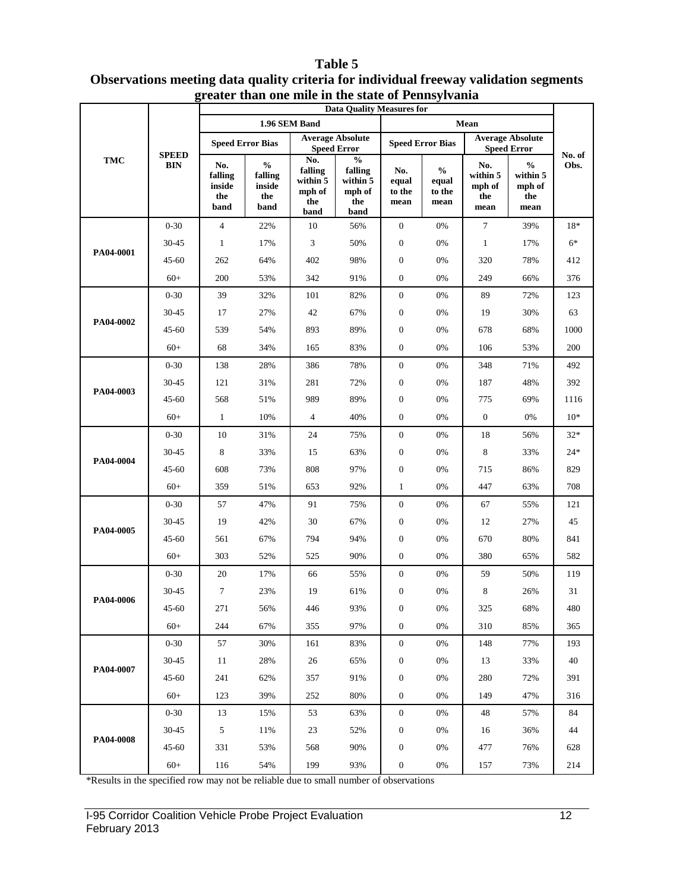**Table 5**
**Observations meeting data quality criteria for individual freeway validation segments greater than one mile in the state of Pennsylvania**

| TMC | SPEED BIN | Data Quality Measures for | | | | | | | | No. of Obs. |
|---|---|---|---|---|---|---|---|---|---|---|
| | | 1.96 SEM Band | | | | Mean | | | | |
| | | Speed Error Bias | | Average Absolute Speed Error | | Speed Error Bias | | Average Absolute Speed Error | | |
| | | No. falling inside the band | % falling inside the band | No. falling within 5 mph of the band | % falling within 5 mph of the band | No. equal to the mean | % equal to the mean | No. within 5 mph of the mean | % within 5 mph of the mean | |
| PA04-0001 | 0-30 | 4 | 22% | 10 | 56% | 0 | 0% | 7 | 39% | 18* |
| | 30-45 | 1 | 17% | 3 | 50% | 0 | 0% | 1 | 17% | 6* |
| | 45-60 | 262 | 64% | 402 | 98% | 0 | 0% | 320 | 78% | 412 |
| | 60+ | 200 | 53% | 342 | 91% | 0 | 0% | 249 | 66% | 376 |
| PA04-0002 | 0-30 | 39 | 32% | 101 | 82% | 0 | 0% | 89 | 72% | 123 |
| | 30-45 | 17 | 27% | 42 | 67% | 0 | 0% | 19 | 30% | 63 |
| | 45-60 | 539 | 54% | 893 | 89% | 0 | 0% | 678 | 68% | 1000 |
| | 60+ | 68 | 34% | 165 | 83% | 0 | 0% | 106 | 53% | 200 |
| PA04-0003 | 0-30 | 138 | 28% | 386 | 78% | 0 | 0% | 348 | 71% | 492 |
| | 30-45 | 121 | 31% | 281 | 72% | 0 | 0% | 187 | 48% | 392 |
| | 45-60 | 568 | 51% | 989 | 89% | 0 | 0% | 775 | 69% | 1116 |
| | 60+ | 1 | 10% | 4 | 40% | 0 | 0% | 0 | 0% | 10* |
| PA04-0004 | 0-30 | 10 | 31% | 24 | 75% | 0 | 0% | 18 | 56% | 32* |
| | 30-45 | 8 | 33% | 15 | 63% | 0 | 0% | 8 | 33% | 24* |
| | 45-60 | 608 | 73% | 808 | 97% | 0 | 0% | 715 | 86% | 829 |
| | 60+ | 359 | 51% | 653 | 92% | 1 | 0% | 447 | 63% | 708 |
| PA04-0005 | 0-30 | 57 | 47% | 91 | 75% | 0 | 0% | 67 | 55% | 121 |
| | 30-45 | 19 | 42% | 30 | 67% | 0 | 0% | 12 | 27% | 45 |
| | 45-60 | 561 | 67% | 794 | 94% | 0 | 0% | 670 | 80% | 841 |
| | 60+ | 303 | 52% | 525 | 90% | 0 | 0% | 380 | 65% | 582 |
| PA04-0006 | 0-30 | 20 | 17% | 66 | 55% | 0 | 0% | 59 | 50% | 119 |
| | 30-45 | 7 | 23% | 19 | 61% | 0 | 0% | 8 | 26% | 31 |
| | 45-60 | 271 | 56% | 446 | 93% | 0 | 0% | 325 | 68% | 480 |
| | 60+ | 244 | 67% | 355 | 97% | 0 | 0% | 310 | 85% | 365 |
| PA04-0007 | 0-30 | 57 | 30% | 161 | 83% | 0 | 0% | 148 | 77% | 193 |
| | 30-45 | 11 | 28% | 26 | 65% | 0 | 0% | 13 | 33% | 40 |
| | 45-60 | 241 | 62% | 357 | 91% | 0 | 0% | 280 | 72% | 391 |
| | 60+ | 123 | 39% | 252 | 80% | 0 | 0% | 149 | 47% | 316 |
| PA04-0008 | 0-30 | 13 | 15% | 53 | 63% | 0 | 0% | 48 | 57% | 84 |
| | 30-45 | 5 | 11% | 23 | 52% | 0 | 0% | 16 | 36% | 44 |
| | 45-60 | 331 | 53% | 568 | 90% | 0 | 0% | 477 | 76% | 628 |
| | 60+ | 116 | 54% | 199 | 93% | 0 | 0% | 157 | 73% | 214 |

*Results in the specified row may not be reliable due to small number of observations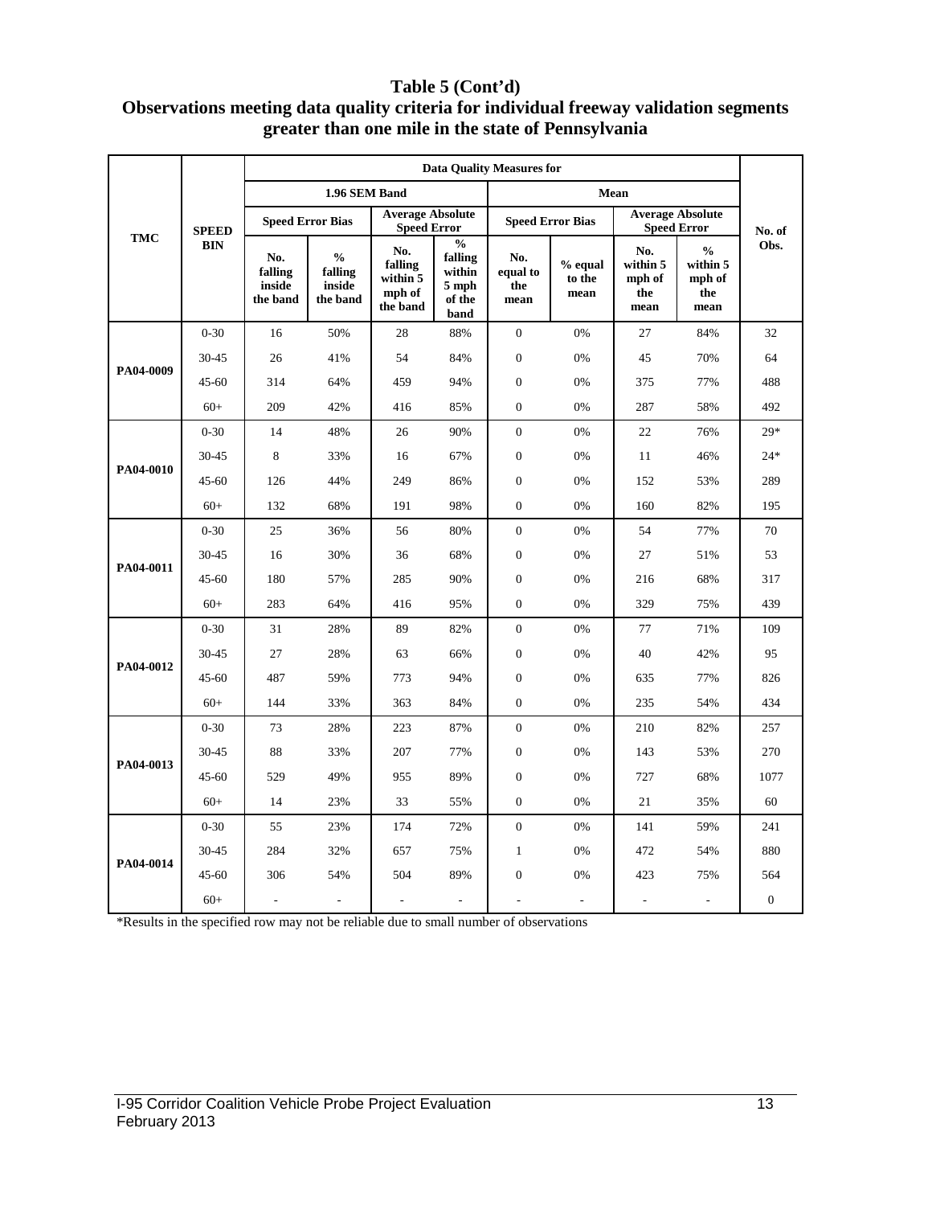# Table 5 (Cont'd)

## Observations meeting data quality criteria for individual freeway validation segments greater than one mile in the state of Pennsylvania

| TMC | SPEED BIN | Data Quality Measures for | | | | | | | | No. of Obs. |
|---|---|---|---|---|---|---|---|---|---|---|
| | | 1.96 SEM Band | | | | Mean | | | | |
| | | Speed Error Bias | | Average Absolute Speed Error | | Speed Error Bias | | Average Absolute Speed Error | | |
| | | No. falling inside the band | % falling inside the band | No. falling within 5 mph of the band | % falling within 5 mph of the band | No. equal to the mean | % equal to the mean | No. within 5 mph of the mean | % within 5 mph of the mean | |
| PA04-0009 | 0-30 | 16 | 50% | 28 | 88% | 0 | 0% | 27 | 84% | 32 |
| | 30-45 | 26 | 41% | 54 | 84% | 0 | 0% | 45 | 70% | 64 |
| | 45-60 | 314 | 64% | 459 | 94% | 0 | 0% | 375 | 77% | 488 |
| | 60+ | 209 | 42% | 416 | 85% | 0 | 0% | 287 | 58% | 492 |
| PA04-0010 | 0-30 | 14 | 48% | 26 | 90% | 0 | 0% | 22 | 76% | 29* |
| | 30-45 | 8 | 33% | 16 | 67% | 0 | 0% | 11 | 46% | 24* |
| | 45-60 | 126 | 44% | 249 | 86% | 0 | 0% | 152 | 53% | 289 |
| | 60+ | 132 | 68% | 191 | 98% | 0 | 0% | 160 | 82% | 195 |
| PA04-0011 | 0-30 | 25 | 36% | 56 | 80% | 0 | 0% | 54 | 77% | 70 |
| | 30-45 | 16 | 30% | 36 | 68% | 0 | 0% | 27 | 51% | 53 |
| | 45-60 | 180 | 57% | 285 | 90% | 0 | 0% | 216 | 68% | 317 |
| | 60+ | 283 | 64% | 416 | 95% | 0 | 0% | 329 | 75% | 439 |
| PA04-0012 | 0-30 | 31 | 28% | 89 | 82% | 0 | 0% | 77 | 71% | 109 |
| | 30-45 | 27 | 28% | 63 | 66% | 0 | 0% | 40 | 42% | 95 |
| | 45-60 | 487 | 59% | 773 | 94% | 0 | 0% | 635 | 77% | 826 |
| | 60+ | 144 | 33% | 363 | 84% | 0 | 0% | 235 | 54% | 434 |
| PA04-0013 | 0-30 | 73 | 28% | 223 | 87% | 0 | 0% | 210 | 82% | 257 |
| | 30-45 | 88 | 33% | 207 | 77% | 0 | 0% | 143 | 53% | 270 |
| | 45-60 | 529 | 49% | 955 | 89% | 0 | 0% | 727 | 68% | 1077 |
| | 60+ | 14 | 23% | 33 | 55% | 0 | 0% | 21 | 35% | 60 |
| PA04-0014 | 0-30 | 55 | 23% | 174 | 72% | 0 | 0% | 141 | 59% | 241 |
| | 30-45 | 284 | 32% | 657 | 75% | 1 | 0% | 472 | 54% | 880 |
| | 45-60 | 306 | 54% | 504 | 89% | 0 | 0% | 423 | 75% | 564 |
| | 60+ | - | - | - | - | - | - | - | - | 0 |

*Results in the specified row may not be reliable due to small number of observations